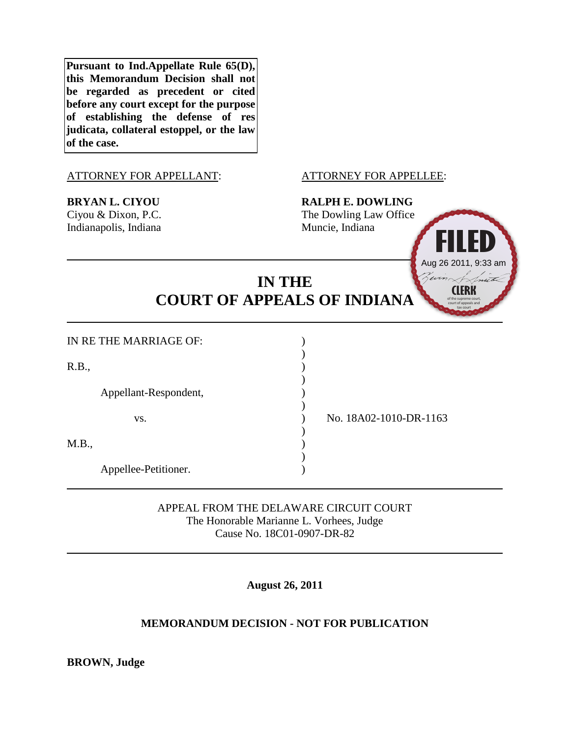**Pursuant to Ind.Appellate Rule 65(D), this Memorandum Decision shall not be regarded as precedent or cited before any court except for the purpose of establishing the defense of res judicata, collateral estoppel, or the law of the case.**

ATTORNEY FOR APPELLANT:

**BRYAN L. CIYOU**
Ciyou & Dixon, P.C.
Indianapolis, Indiana

ATTORNEY FOR APPELLEE:

**RALPH E. DOWLING**
The Dowling Law Office
Muncie, Indiana

FILED
Aug 26 2011, 9:33 am
CLERK
of the supreme court, court of appeals and tax court

# IN THE COURT OF APPEALS OF INDIANA

IN RE THE MARRIAGE OF:

R.B.,

Appellant-Respondent,

vs.

M.B.,

Appellee-Petitioner.

No. 18A02-1010-DR-1163

APPEAL FROM THE DELAWARE CIRCUIT COURT
The Honorable Marianne L. Vorhees, Judge
Cause No. 18C01-0907-DR-82

**August 26, 2011**

**MEMORANDUM DECISION - NOT FOR PUBLICATION**

**BROWN, Judge**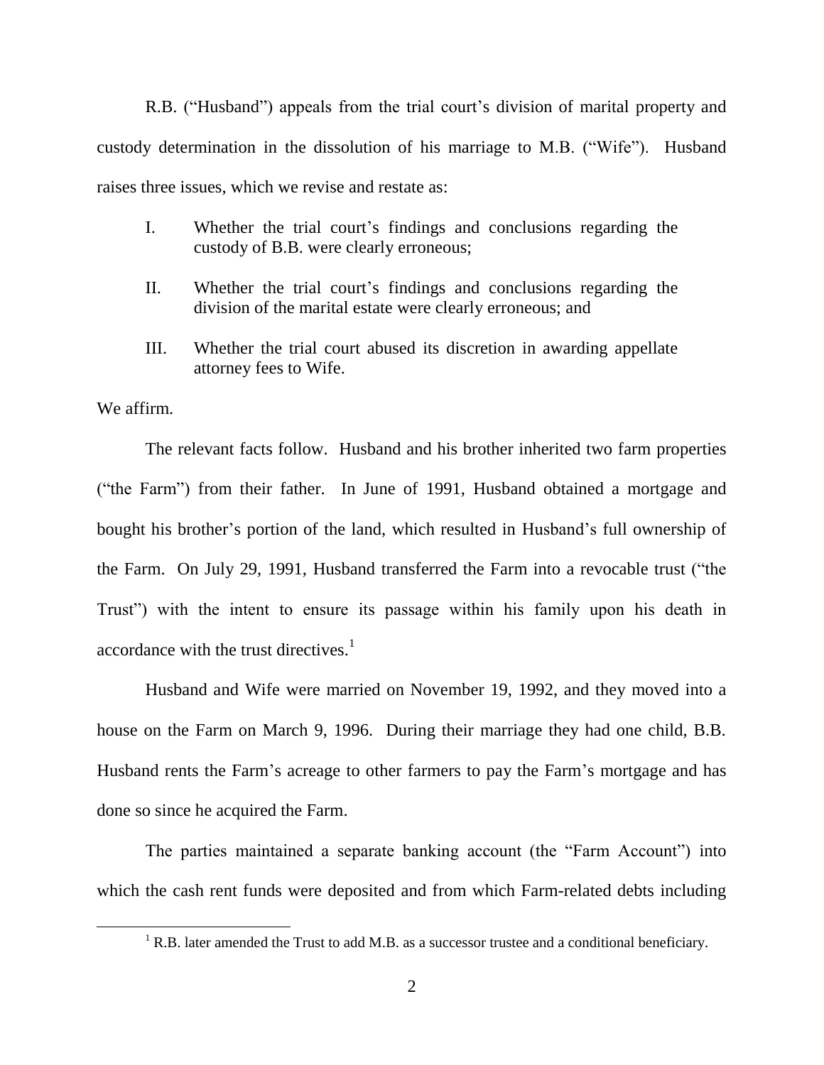R.B. ("Husband") appeals from the trial court's division of marital property and custody determination in the dissolution of his marriage to M.B. ("Wife"). Husband raises three issues, which we revise and restate as:

I. Whether the trial court's findings and conclusions regarding the custody of B.B. were clearly erroneous;

II. Whether the trial court's findings and conclusions regarding the division of the marital estate were clearly erroneous; and

III. Whether the trial court abused its discretion in awarding appellate attorney fees to Wife.

We affirm.

The relevant facts follow. Husband and his brother inherited two farm properties ("the Farm") from their father. In June of 1991, Husband obtained a mortgage and bought his brother's portion of the land, which resulted in Husband's full ownership of the Farm. On July 29, 1991, Husband transferred the Farm into a revocable trust ("the Trust") with the intent to ensure its passage within his family upon his death in accordance with the trust directives.[1]

Husband and Wife were married on November 19, 1992, and they moved into a house on the Farm on March 9, 1996. During their marriage they had one child, B.B. Husband rents the Farm's acreage to other farmers to pay the Farm's mortgage and has done so since he acquired the Farm.

The parties maintained a separate banking account (the "Farm Account") into which the cash rent funds were deposited and from which Farm-related debts including

[1] R.B. later amended the Trust to add M.B. as a successor trustee and a conditional beneficiary.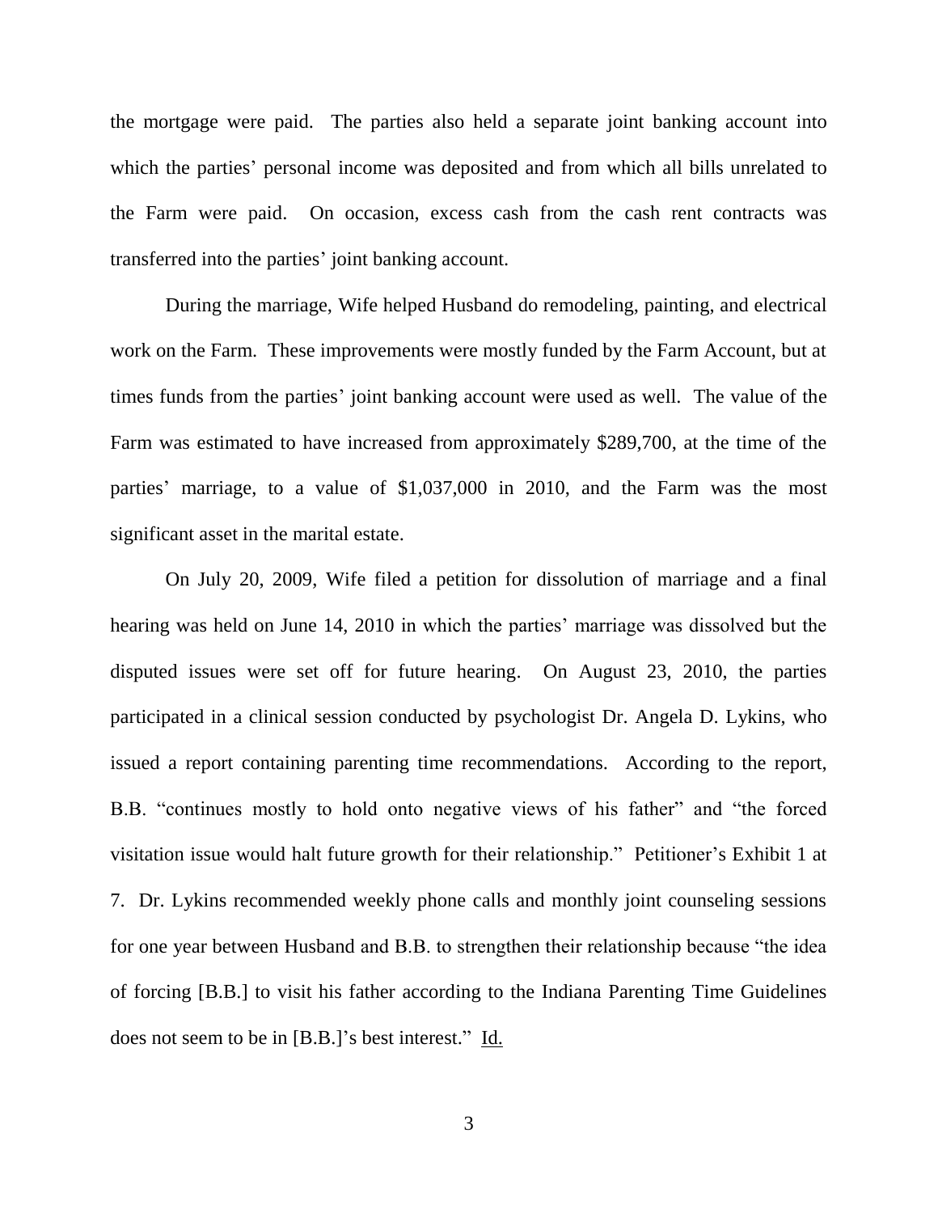the mortgage were paid. The parties also held a separate joint banking account into which the parties' personal income was deposited and from which all bills unrelated to the Farm were paid. On occasion, excess cash from the cash rent contracts was transferred into the parties' joint banking account.

During the marriage, Wife helped Husband do remodeling, painting, and electrical work on the Farm. These improvements were mostly funded by the Farm Account, but at times funds from the parties' joint banking account were used as well. The value of the Farm was estimated to have increased from approximately $289,700, at the time of the parties' marriage, to a value of $1,037,000 in 2010, and the Farm was the most significant asset in the marital estate.

On July 20, 2009, Wife filed a petition for dissolution of marriage and a final hearing was held on June 14, 2010 in which the parties' marriage was dissolved but the disputed issues were set off for future hearing. On August 23, 2010, the parties participated in a clinical session conducted by psychologist Dr. Angela D. Lykins, who issued a report containing parenting time recommendations. According to the report, B.B. "continues mostly to hold onto negative views of his father" and "the forced visitation issue would halt future growth for their relationship." Petitioner's Exhibit 1 at 7. Dr. Lykins recommended weekly phone calls and monthly joint counseling sessions for one year between Husband and B.B. to strengthen their relationship because "the idea of forcing [B.B.] to visit his father according to the Indiana Parenting Time Guidelines does not seem to be in [B.B.]'s best interest." Id.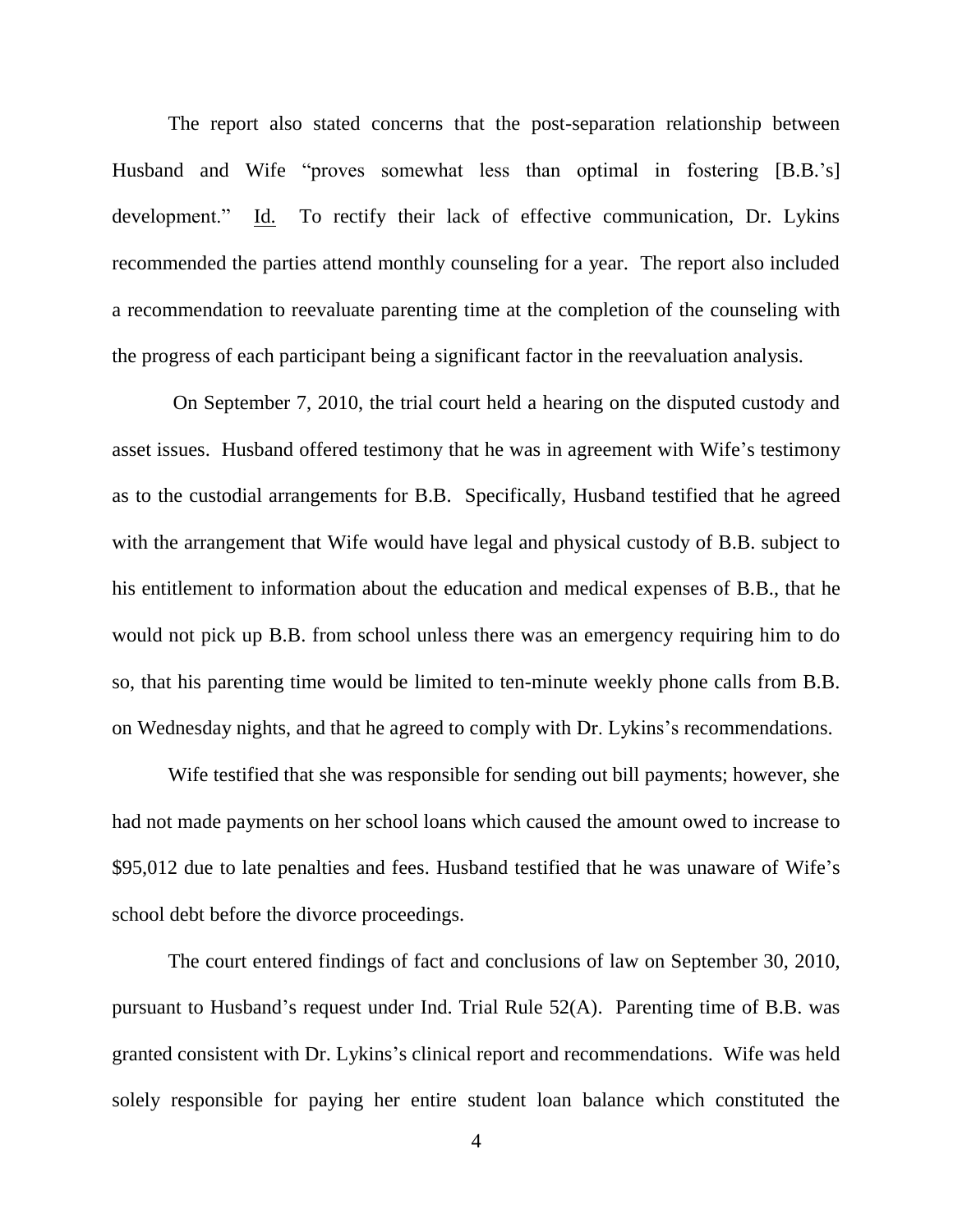The report also stated concerns that the post-separation relationship between Husband and Wife "proves somewhat less than optimal in fostering [B.B.'s] development." Id. To rectify their lack of effective communication, Dr. Lykins recommended the parties attend monthly counseling for a year. The report also included a recommendation to reevaluate parenting time at the completion of the counseling with the progress of each participant being a significant factor in the reevaluation analysis.

On September 7, 2010, the trial court held a hearing on the disputed custody and asset issues. Husband offered testimony that he was in agreement with Wife's testimony as to the custodial arrangements for B.B. Specifically, Husband testified that he agreed with the arrangement that Wife would have legal and physical custody of B.B. subject to his entitlement to information about the education and medical expenses of B.B., that he would not pick up B.B. from school unless there was an emergency requiring him to do so, that his parenting time would be limited to ten-minute weekly phone calls from B.B. on Wednesday nights, and that he agreed to comply with Dr. Lykins's recommendations.

Wife testified that she was responsible for sending out bill payments; however, she had not made payments on her school loans which caused the amount owed to increase to $95,012 due to late penalties and fees. Husband testified that he was unaware of Wife's school debt before the divorce proceedings.

The court entered findings of fact and conclusions of law on September 30, 2010, pursuant to Husband's request under Ind. Trial Rule 52(A). Parenting time of B.B. was granted consistent with Dr. Lykins's clinical report and recommendations. Wife was held solely responsible for paying her entire student loan balance which constituted the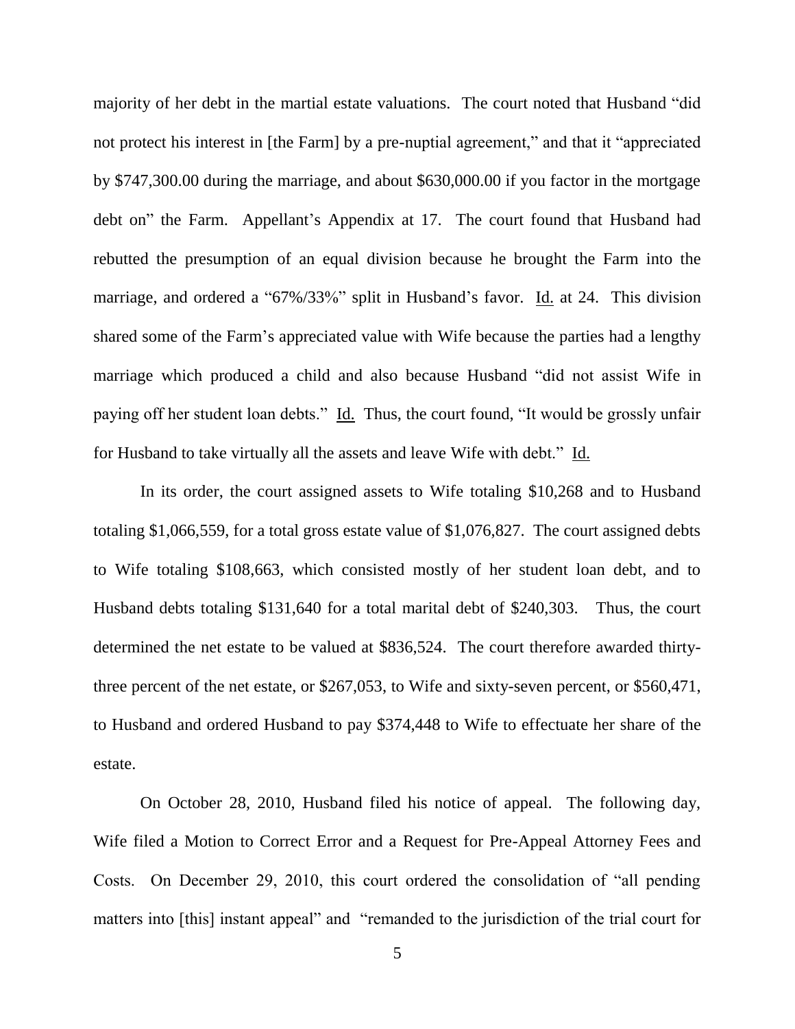majority of her debt in the martial estate valuations. The court noted that Husband "did not protect his interest in [the Farm] by a pre-nuptial agreement," and that it "appreciated by $747,300.00 during the marriage, and about $630,000.00 if you factor in the mortgage debt on" the Farm. Appellant's Appendix at 17. The court found that Husband had rebutted the presumption of an equal division because he brought the Farm into the marriage, and ordered a "67%/33%" split in Husband's favor. Id. at 24. This division shared some of the Farm's appreciated value with Wife because the parties had a lengthy marriage which produced a child and also because Husband "did not assist Wife in paying off her student loan debts." Id. Thus, the court found, "It would be grossly unfair for Husband to take virtually all the assets and leave Wife with debt." Id.

In its order, the court assigned assets to Wife totaling $10,268 and to Husband totaling $1,066,559, for a total gross estate value of $1,076,827. The court assigned debts to Wife totaling $108,663, which consisted mostly of her student loan debt, and to Husband debts totaling $131,640 for a total marital debt of $240,303. Thus, the court determined the net estate to be valued at $836,524. The court therefore awarded thirty-three percent of the net estate, or $267,053, to Wife and sixty-seven percent, or $560,471, to Husband and ordered Husband to pay $374,448 to Wife to effectuate her share of the estate.

On October 28, 2010, Husband filed his notice of appeal. The following day, Wife filed a Motion to Correct Error and a Request for Pre-Appeal Attorney Fees and Costs. On December 29, 2010, this court ordered the consolidation of "all pending matters into [this] instant appeal" and "remanded to the jurisdiction of the trial court for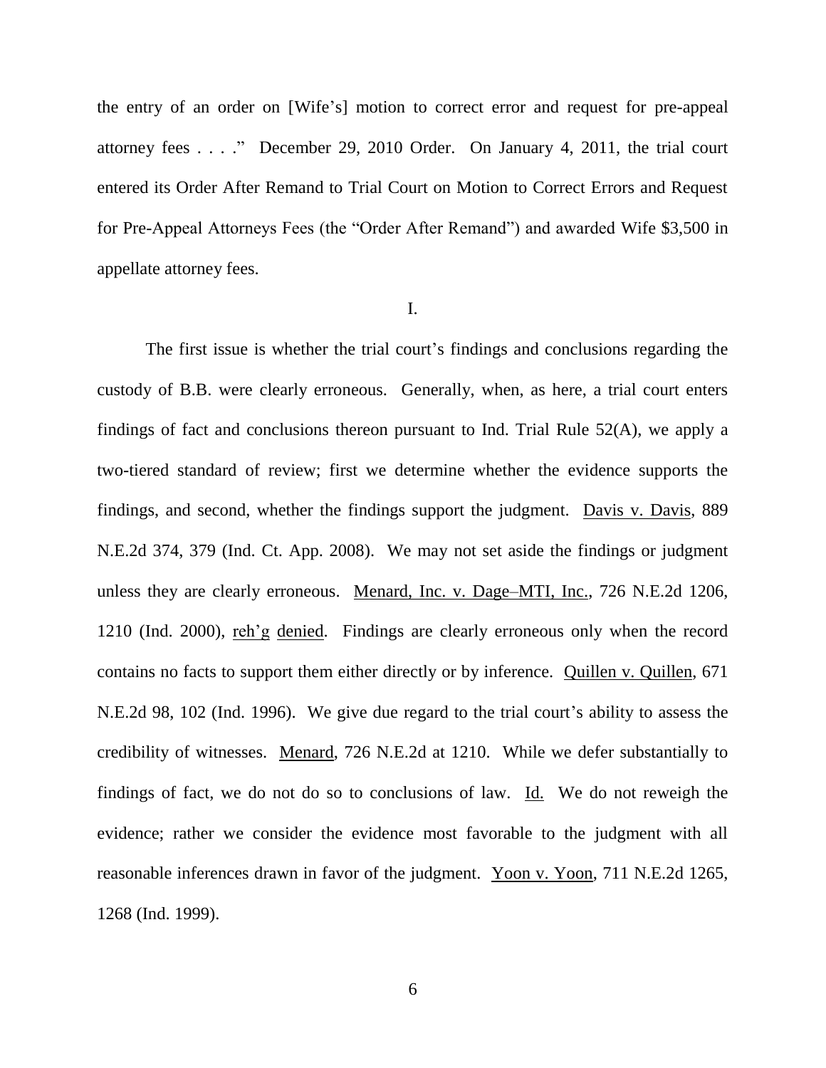the entry of an order on [Wife's] motion to correct error and request for pre-appeal attorney fees . . . ." December 29, 2010 Order. On January 4, 2011, the trial court entered its Order After Remand to Trial Court on Motion to Correct Errors and Request for Pre-Appeal Attorneys Fees (the "Order After Remand") and awarded Wife $3,500 in appellate attorney fees.

I.

The first issue is whether the trial court's findings and conclusions regarding the custody of B.B. were clearly erroneous. Generally, when, as here, a trial court enters findings of fact and conclusions thereon pursuant to Ind. Trial Rule 52(A), we apply a two-tiered standard of review; first we determine whether the evidence supports the findings, and second, whether the findings support the judgment. Davis v. Davis, 889 N.E.2d 374, 379 (Ind. Ct. App. 2008). We may not set aside the findings or judgment unless they are clearly erroneous. Menard, Inc. v. Dage–MTI, Inc., 726 N.E.2d 1206, 1210 (Ind. 2000), reh'g denied. Findings are clearly erroneous only when the record contains no facts to support them either directly or by inference. Quillen v. Quillen, 671 N.E.2d 98, 102 (Ind. 1996). We give due regard to the trial court's ability to assess the credibility of witnesses. Menard, 726 N.E.2d at 1210. While we defer substantially to findings of fact, we do not do so to conclusions of law. Id. We do not reweigh the evidence; rather we consider the evidence most favorable to the judgment with all reasonable inferences drawn in favor of the judgment. Yoon v. Yoon, 711 N.E.2d 1265, 1268 (Ind. 1999).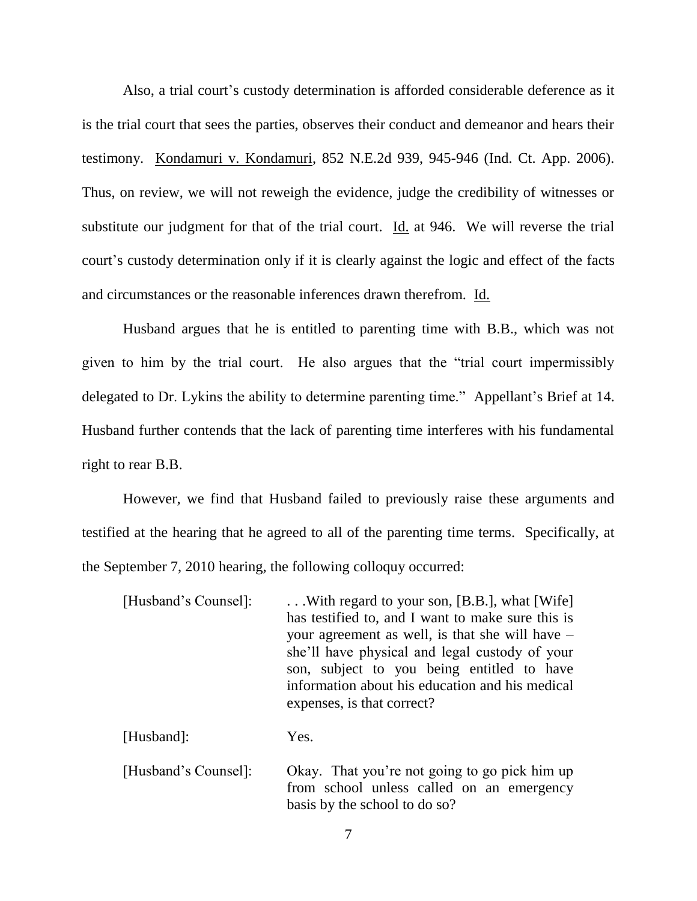Also, a trial court's custody determination is afforded considerable deference as it is the trial court that sees the parties, observes their conduct and demeanor and hears their testimony. Kondamuri v. Kondamuri, 852 N.E.2d 939, 945-946 (Ind. Ct. App. 2006). Thus, on review, we will not reweigh the evidence, judge the credibility of witnesses or substitute our judgment for that of the trial court. Id. at 946. We will reverse the trial court's custody determination only if it is clearly against the logic and effect of the facts and circumstances or the reasonable inferences drawn therefrom. Id.

Husband argues that he is entitled to parenting time with B.B., which was not given to him by the trial court. He also argues that the "trial court impermissibly delegated to Dr. Lykins the ability to determine parenting time." Appellant's Brief at 14. Husband further contends that the lack of parenting time interferes with his fundamental right to rear B.B.

However, we find that Husband failed to previously raise these arguments and testified at the hearing that he agreed to all of the parenting time terms. Specifically, at the September 7, 2010 hearing, the following colloquy occurred:

> [Husband's Counsel]: . . .With regard to your son, [B.B.], what [Wife] has testified to, and I want to make sure this is your agreement as well, is that she will have – she'll have physical and legal custody of your son, subject to you being entitled to have information about his education and his medical expenses, is that correct?
>
> [Husband]: Yes.
>
> [Husband's Counsel]: Okay. That you're not going to go pick him up from school unless called on an emergency basis by the school to do so?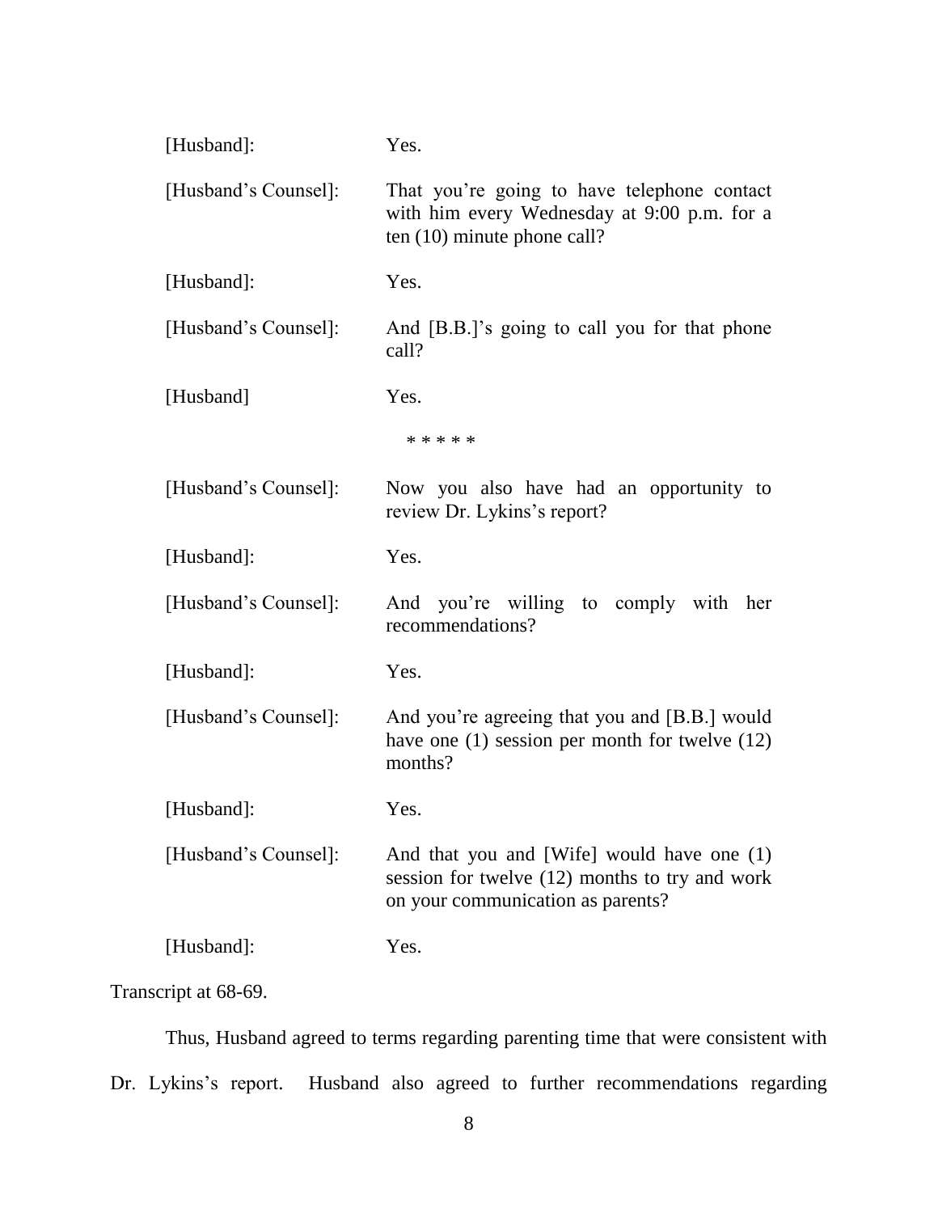[Husband]: Yes.

[Husband's Counsel]: That you're going to have telephone contact with him every Wednesday at 9:00 p.m. for a ten (10) minute phone call?

[Husband]: Yes.

[Husband's Counsel]: And [B.B.]'s going to call you for that phone call?

[Husband] Yes.

\* \* \* \* \*

[Husband's Counsel]: Now you also have had an opportunity to review Dr. Lykins's report?

[Husband]: Yes.

[Husband's Counsel]: And you're willing to comply with her recommendations?

[Husband]: Yes.

[Husband's Counsel]: And you're agreeing that you and [B.B.] would have one (1) session per month for twelve (12) months?

[Husband]: Yes.

[Husband's Counsel]: And that you and [Wife] would have one (1) session for twelve (12) months to try and work on your communication as parents?

[Husband]: Yes.

Transcript at 68-69.

Thus, Husband agreed to terms regarding parenting time that were consistent with Dr. Lykins's report. Husband also agreed to further recommendations regarding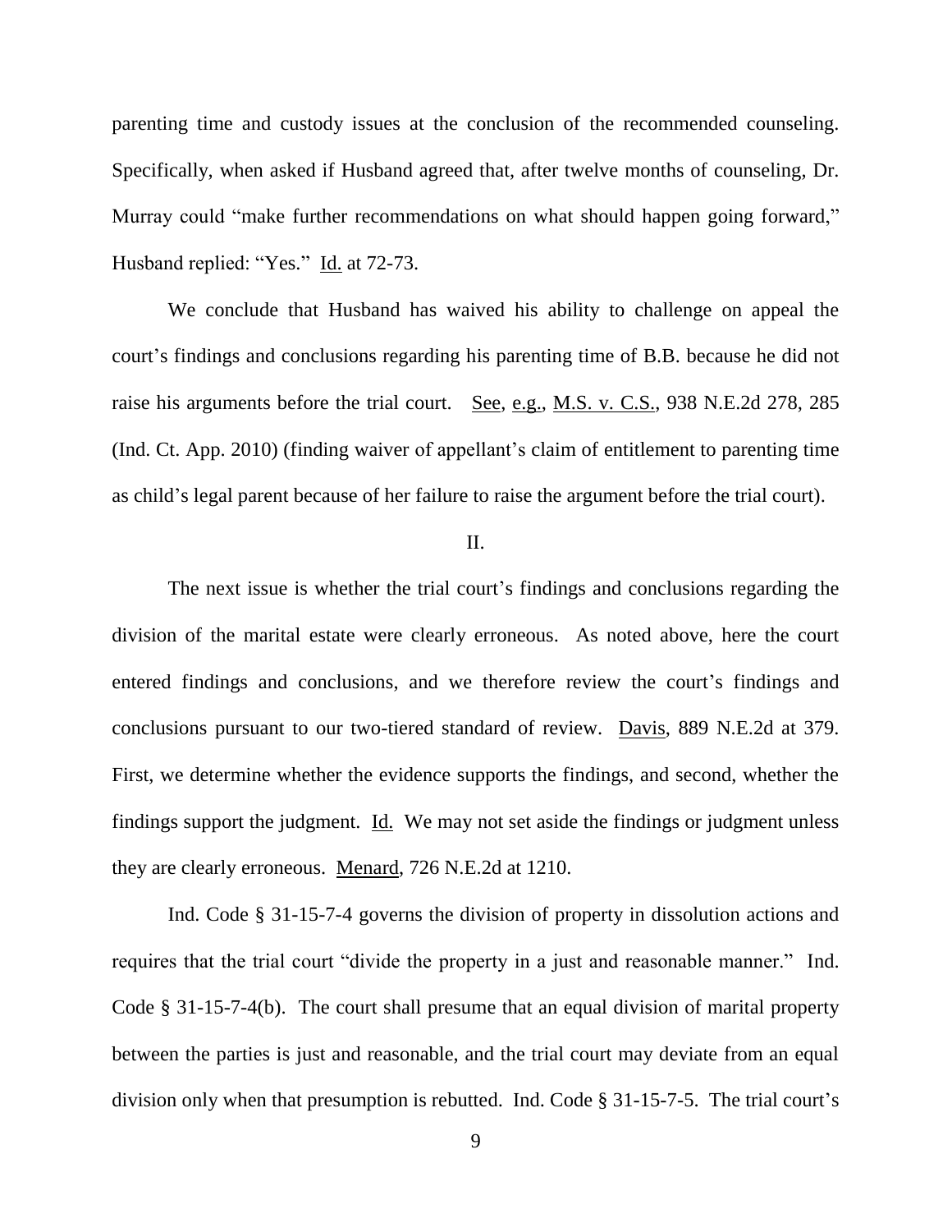parenting time and custody issues at the conclusion of the recommended counseling. Specifically, when asked if Husband agreed that, after twelve months of counseling, Dr. Murray could "make further recommendations on what should happen going forward," Husband replied: "Yes." Id. at 72-73.

We conclude that Husband has waived his ability to challenge on appeal the court's findings and conclusions regarding his parenting time of B.B. because he did not raise his arguments before the trial court. See, e.g., M.S. v. C.S., 938 N.E.2d 278, 285 (Ind. Ct. App. 2010) (finding waiver of appellant's claim of entitlement to parenting time as child's legal parent because of her failure to raise the argument before the trial court).

II.

The next issue is whether the trial court's findings and conclusions regarding the division of the marital estate were clearly erroneous. As noted above, here the court entered findings and conclusions, and we therefore review the court's findings and conclusions pursuant to our two-tiered standard of review. Davis, 889 N.E.2d at 379. First, we determine whether the evidence supports the findings, and second, whether the findings support the judgment. Id. We may not set aside the findings or judgment unless they are clearly erroneous. Menard, 726 N.E.2d at 1210.

Ind. Code § 31-15-7-4 governs the division of property in dissolution actions and requires that the trial court "divide the property in a just and reasonable manner." Ind. Code § 31-15-7-4(b). The court shall presume that an equal division of marital property between the parties is just and reasonable, and the trial court may deviate from an equal division only when that presumption is rebutted. Ind. Code § 31-15-7-5. The trial court's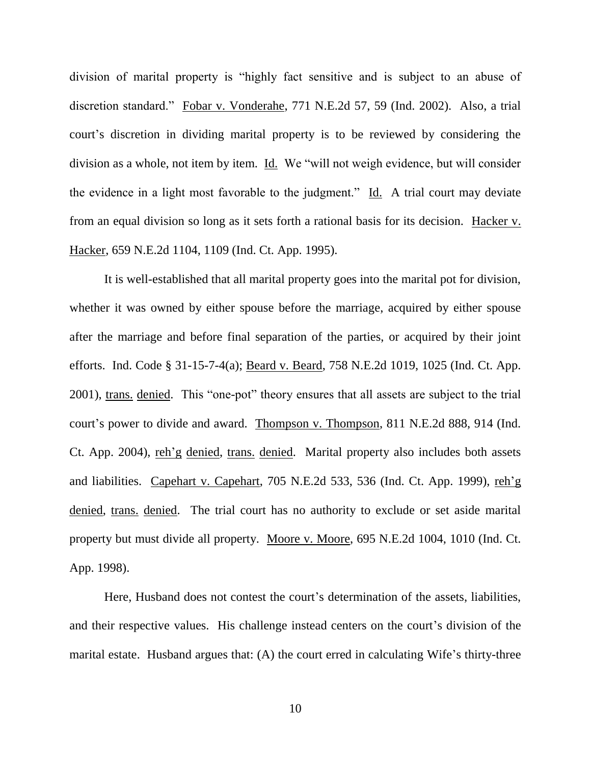division of marital property is "highly fact sensitive and is subject to an abuse of discretion standard." Fobar v. Vonderahe, 771 N.E.2d 57, 59 (Ind. 2002). Also, a trial court's discretion in dividing marital property is to be reviewed by considering the division as a whole, not item by item. Id. We "will not weigh evidence, but will consider the evidence in a light most favorable to the judgment." Id. A trial court may deviate from an equal division so long as it sets forth a rational basis for its decision. Hacker v. Hacker, 659 N.E.2d 1104, 1109 (Ind. Ct. App. 1995).

It is well-established that all marital property goes into the marital pot for division, whether it was owned by either spouse before the marriage, acquired by either spouse after the marriage and before final separation of the parties, or acquired by their joint efforts. Ind. Code § 31-15-7-4(a); Beard v. Beard, 758 N.E.2d 1019, 1025 (Ind. Ct. App. 2001), trans. denied. This "one-pot" theory ensures that all assets are subject to the trial court's power to divide and award. Thompson v. Thompson, 811 N.E.2d 888, 914 (Ind. Ct. App. 2004), reh'g denied, trans. denied. Marital property also includes both assets and liabilities. Capehart v. Capehart, 705 N.E.2d 533, 536 (Ind. Ct. App. 1999), reh'g denied, trans. denied. The trial court has no authority to exclude or set aside marital property but must divide all property. Moore v. Moore, 695 N.E.2d 1004, 1010 (Ind. Ct. App. 1998).

Here, Husband does not contest the court's determination of the assets, liabilities, and their respective values. His challenge instead centers on the court's division of the marital estate. Husband argues that: (A) the court erred in calculating Wife's thirty-three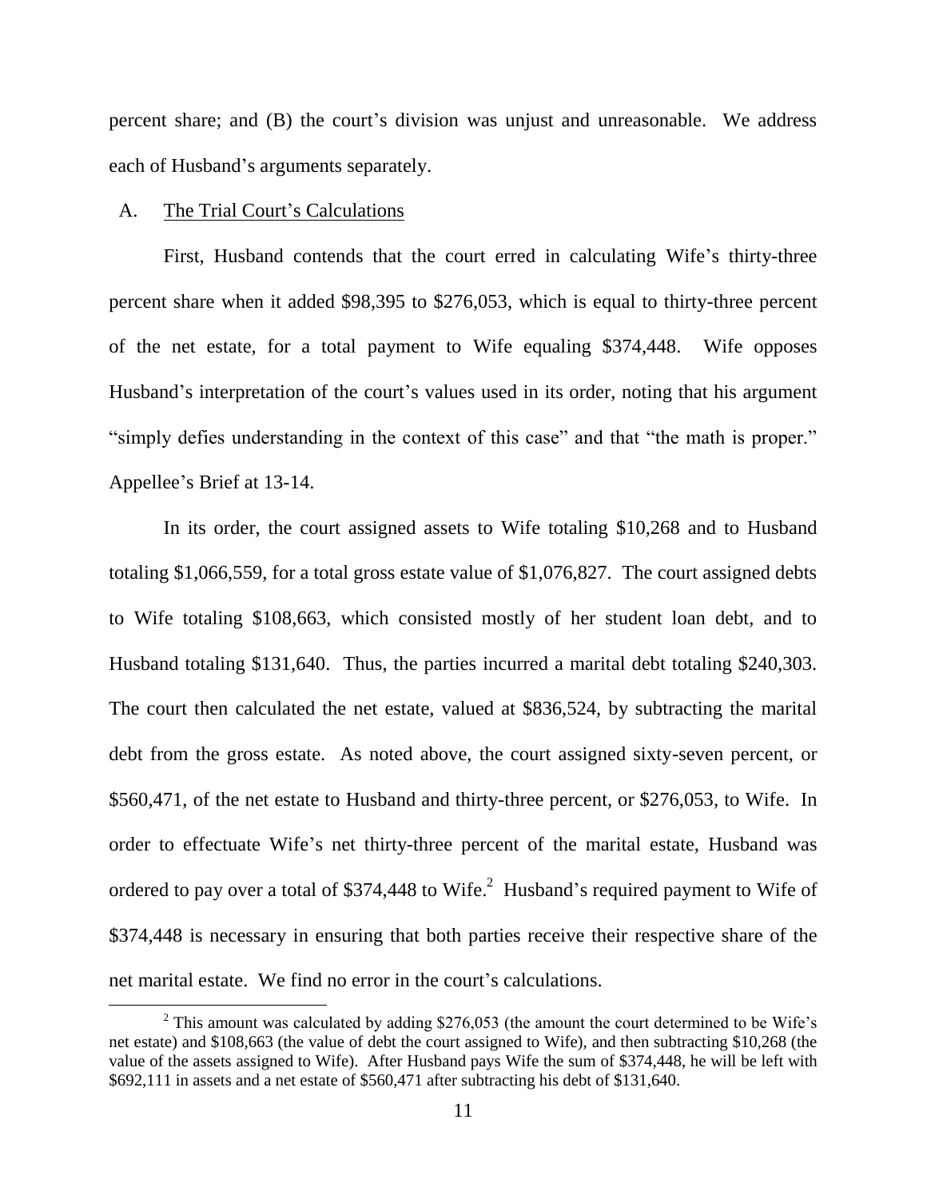percent share; and (B) the court's division was unjust and unreasonable. We address each of Husband's arguments separately.

A. The Trial Court's Calculations

First, Husband contends that the court erred in calculating Wife's thirty-three percent share when it added $98,395 to $276,053, which is equal to thirty-three percent of the net estate, for a total payment to Wife equaling $374,448. Wife opposes Husband's interpretation of the court's values used in its order, noting that his argument "simply defies understanding in the context of this case" and that "the math is proper." Appellee's Brief at 13-14.

In its order, the court assigned assets to Wife totaling $10,268 and to Husband totaling $1,066,559, for a total gross estate value of $1,076,827. The court assigned debts to Wife totaling $108,663, which consisted mostly of her student loan debt, and to Husband totaling $131,640. Thus, the parties incurred a marital debt totaling $240,303. The court then calculated the net estate, valued at $836,524, by subtracting the marital debt from the gross estate. As noted above, the court assigned sixty-seven percent, or $560,471, of the net estate to Husband and thirty-three percent, or $276,053, to Wife. In order to effectuate Wife's net thirty-three percent of the marital estate, Husband was ordered to pay over a total of $374,448 to Wife.[2] Husband's required payment to Wife of $374,448 is necessary in ensuring that both parties receive their respective share of the net marital estate. We find no error in the court's calculations.

[2] This amount was calculated by adding $276,053 (the amount the court determined to be Wife's net estate) and $108,663 (the value of debt the court assigned to Wife), and then subtracting $10,268 (the value of the assets assigned to Wife). After Husband pays Wife the sum of $374,448, he will be left with $692,111 in assets and a net estate of $560,471 after subtracting his debt of $131,640.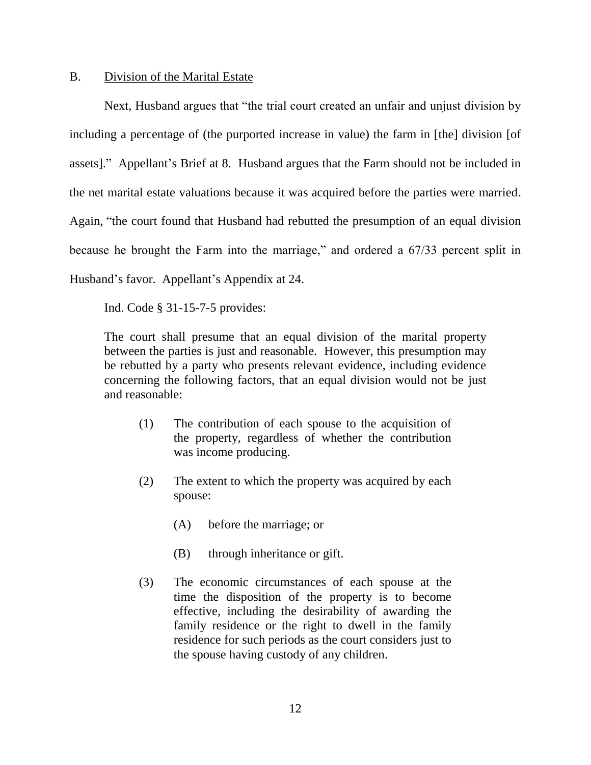B. Division of the Marital Estate

Next, Husband argues that "the trial court created an unfair and unjust division by including a percentage of (the purported increase in value) the farm in [the] division [of assets]." Appellant's Brief at 8. Husband argues that the Farm should not be included in the net marital estate valuations because it was acquired before the parties were married. Again, "the court found that Husband had rebutted the presumption of an equal division because he brought the Farm into the marriage," and ordered a 67/33 percent split in Husband's favor. Appellant's Appendix at 24.

Ind. Code § 31-15-7-5 provides:

> The court shall presume that an equal division of the marital property between the parties is just and reasonable. However, this presumption may be rebutted by a party who presents relevant evidence, including evidence concerning the following factors, that an equal division would not be just and reasonable:
>
> (1) The contribution of each spouse to the acquisition of the property, regardless of whether the contribution was income producing.
>
> (2) The extent to which the property was acquired by each spouse:
>
> (A) before the marriage; or
>
> (B) through inheritance or gift.
>
> (3) The economic circumstances of each spouse at the time the disposition of the property is to become effective, including the desirability of awarding the family residence or the right to dwell in the family residence for such periods as the court considers just to the spouse having custody of any children.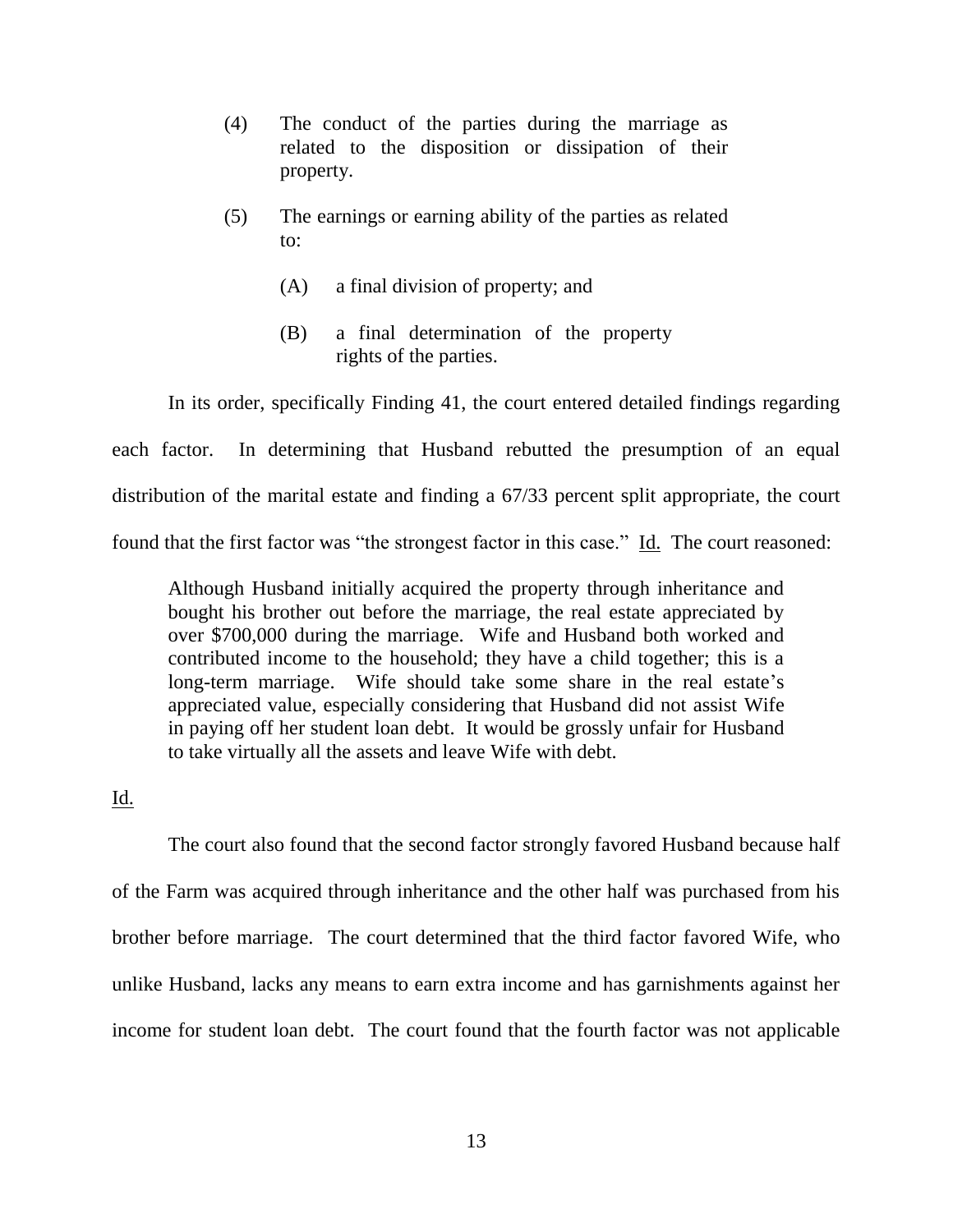(4) The conduct of the parties during the marriage as related to the disposition or dissipation of their property.

(5) The earnings or earning ability of the parties as related to:

(A) a final division of property; and

(B) a final determination of the property rights of the parties.

In its order, specifically Finding 41, the court entered detailed findings regarding each factor. In determining that Husband rebutted the presumption of an equal distribution of the marital estate and finding a 67/33 percent split appropriate, the court found that the first factor was "the strongest factor in this case." Id. The court reasoned:

> Although Husband initially acquired the property through inheritance and bought his brother out before the marriage, the real estate appreciated by over $700,000 during the marriage. Wife and Husband both worked and contributed income to the household; they have a child together; this is a long-term marriage. Wife should take some share in the real estate's appreciated value, especially considering that Husband did not assist Wife in paying off her student loan debt. It would be grossly unfair for Husband to take virtually all the assets and leave Wife with debt.

Id.

The court also found that the second factor strongly favored Husband because half of the Farm was acquired through inheritance and the other half was purchased from his brother before marriage. The court determined that the third factor favored Wife, who unlike Husband, lacks any means to earn extra income and has garnishments against her income for student loan debt. The court found that the fourth factor was not applicable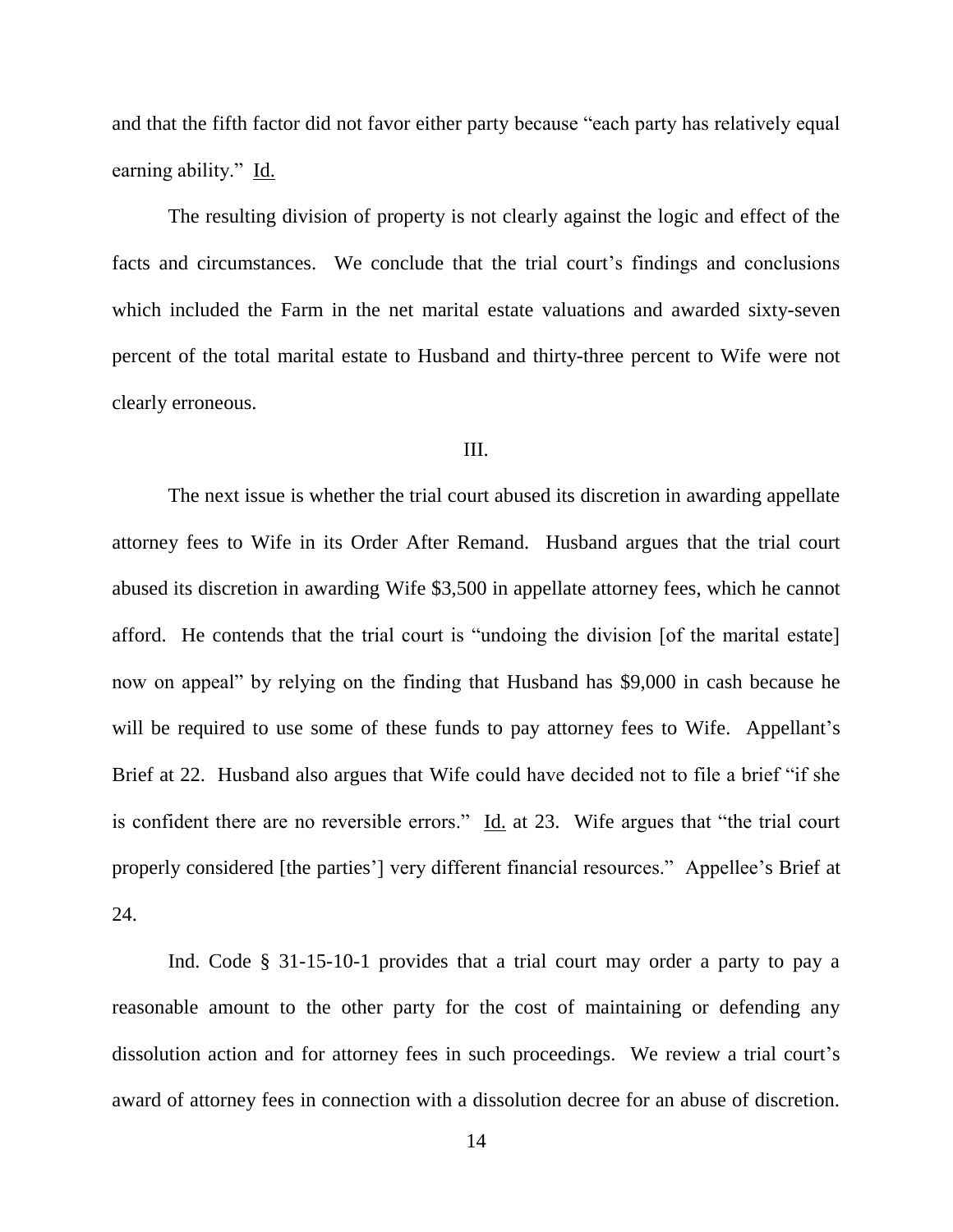and that the fifth factor did not favor either party because "each party has relatively equal earning ability." Id.

The resulting division of property is not clearly against the logic and effect of the facts and circumstances. We conclude that the trial court's findings and conclusions which included the Farm in the net marital estate valuations and awarded sixty-seven percent of the total marital estate to Husband and thirty-three percent to Wife were not clearly erroneous.

III.

The next issue is whether the trial court abused its discretion in awarding appellate attorney fees to Wife in its Order After Remand. Husband argues that the trial court abused its discretion in awarding Wife $3,500 in appellate attorney fees, which he cannot afford. He contends that the trial court is "undoing the division [of the marital estate] now on appeal" by relying on the finding that Husband has $9,000 in cash because he will be required to use some of these funds to pay attorney fees to Wife. Appellant's Brief at 22. Husband also argues that Wife could have decided not to file a brief "if she is confident there are no reversible errors." Id. at 23. Wife argues that "the trial court properly considered [the parties'] very different financial resources." Appellee's Brief at 24.

Ind. Code § 31-15-10-1 provides that a trial court may order a party to pay a reasonable amount to the other party for the cost of maintaining or defending any dissolution action and for attorney fees in such proceedings. We review a trial court's award of attorney fees in connection with a dissolution decree for an abuse of discretion.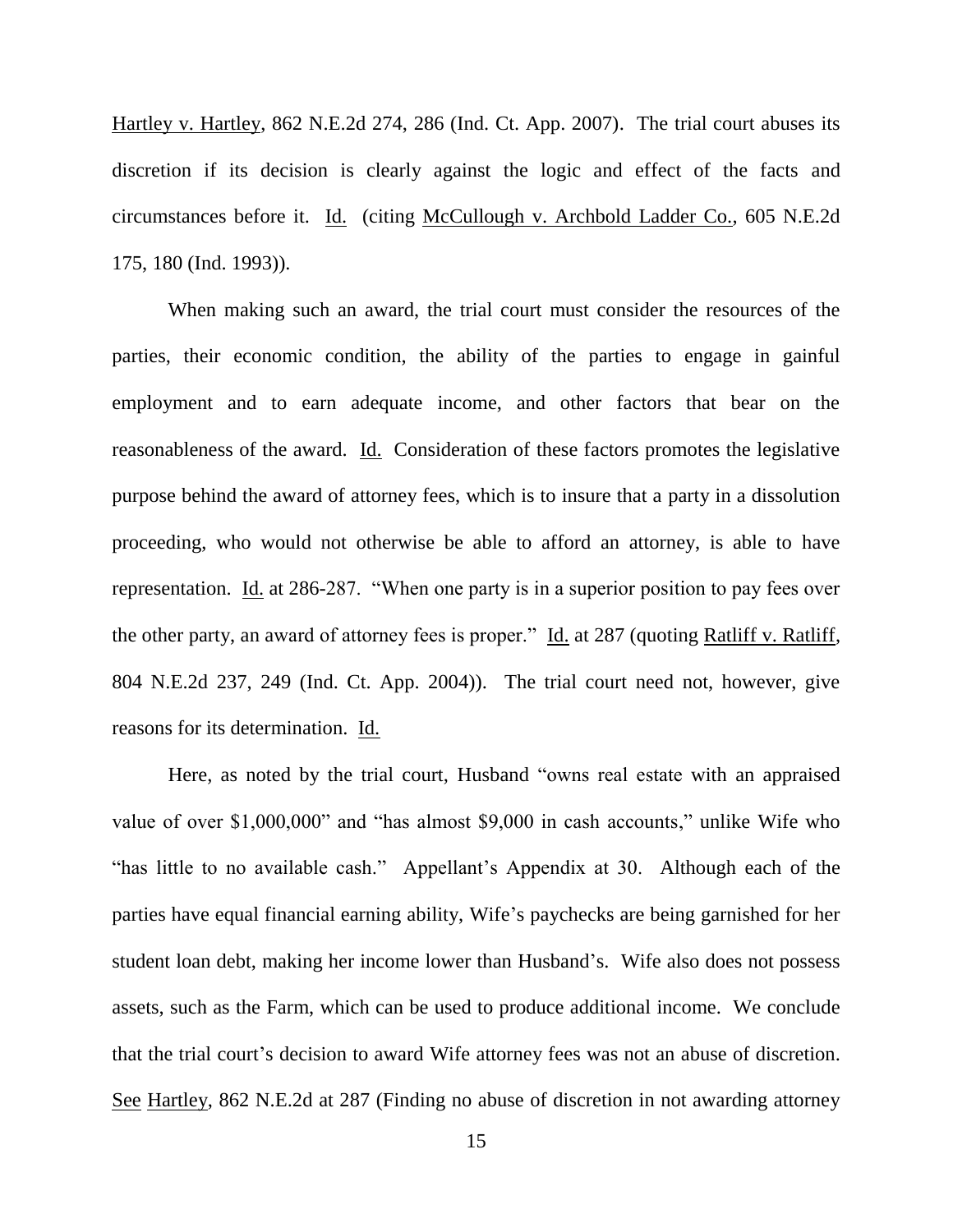Hartley v. Hartley, 862 N.E.2d 274, 286 (Ind. Ct. App. 2007). The trial court abuses its discretion if its decision is clearly against the logic and effect of the facts and circumstances before it. Id. (citing McCullough v. Archbold Ladder Co., 605 N.E.2d 175, 180 (Ind. 1993)).

When making such an award, the trial court must consider the resources of the parties, their economic condition, the ability of the parties to engage in gainful employment and to earn adequate income, and other factors that bear on the reasonableness of the award. Id. Consideration of these factors promotes the legislative purpose behind the award of attorney fees, which is to insure that a party in a dissolution proceeding, who would not otherwise be able to afford an attorney, is able to have representation. Id. at 286-287. "When one party is in a superior position to pay fees over the other party, an award of attorney fees is proper." Id. at 287 (quoting Ratliff v. Ratliff, 804 N.E.2d 237, 249 (Ind. Ct. App. 2004)). The trial court need not, however, give reasons for its determination. Id.

Here, as noted by the trial court, Husband "owns real estate with an appraised value of over $1,000,000" and "has almost $9,000 in cash accounts," unlike Wife who "has little to no available cash." Appellant's Appendix at 30. Although each of the parties have equal financial earning ability, Wife's paychecks are being garnished for her student loan debt, making her income lower than Husband's. Wife also does not possess assets, such as the Farm, which can be used to produce additional income. We conclude that the trial court's decision to award Wife attorney fees was not an abuse of discretion. See Hartley, 862 N.E.2d at 287 (Finding no abuse of discretion in not awarding attorney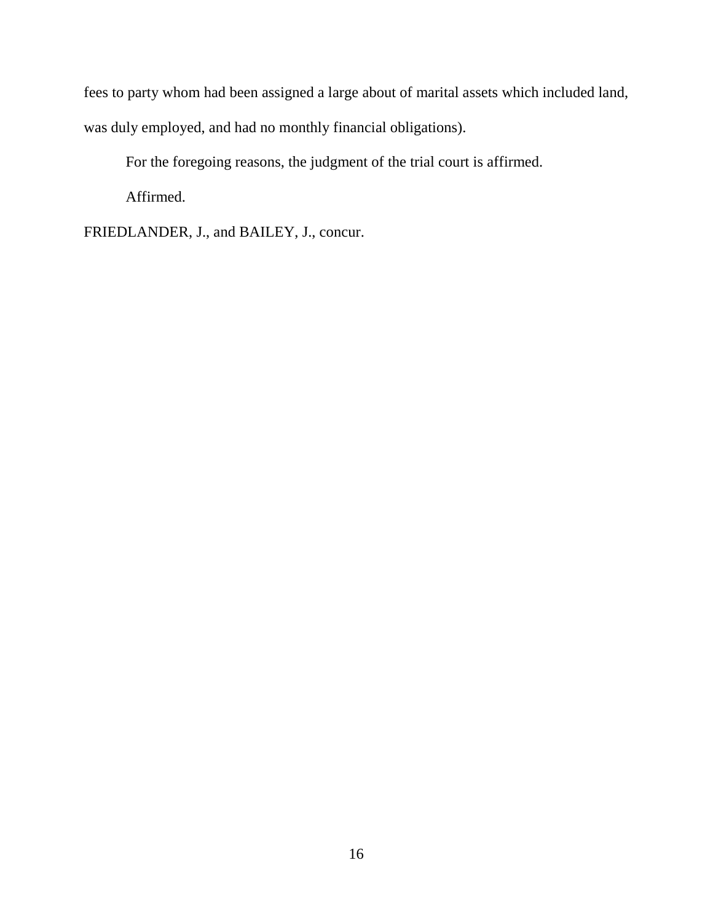fees to party whom had been assigned a large about of marital assets which included land, was duly employed, and had no monthly financial obligations).

For the foregoing reasons, the judgment of the trial court is affirmed.

Affirmed.

FRIEDLANDER, J., and BAILEY, J., concur.